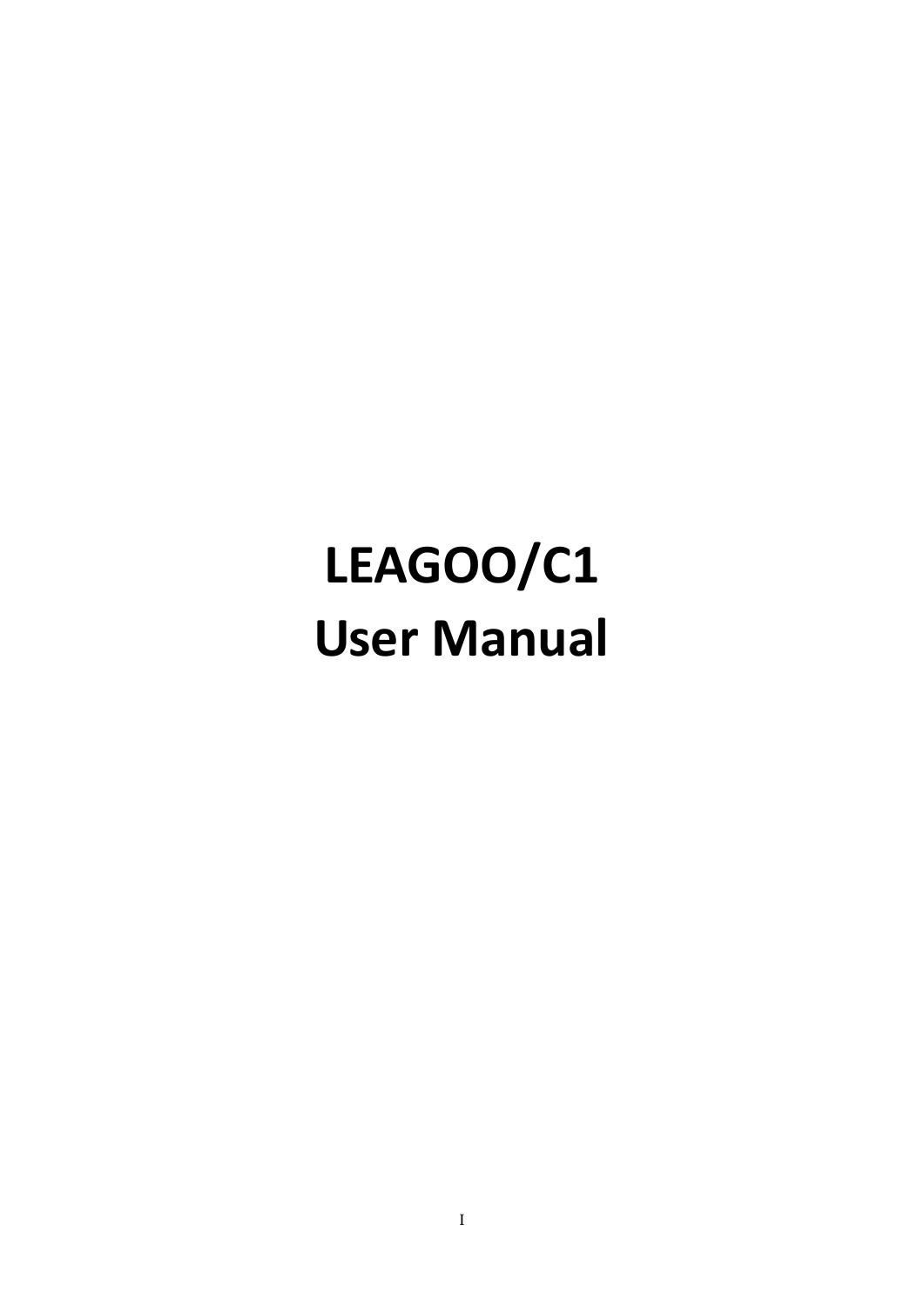# LEAGOO/C1
# User Manual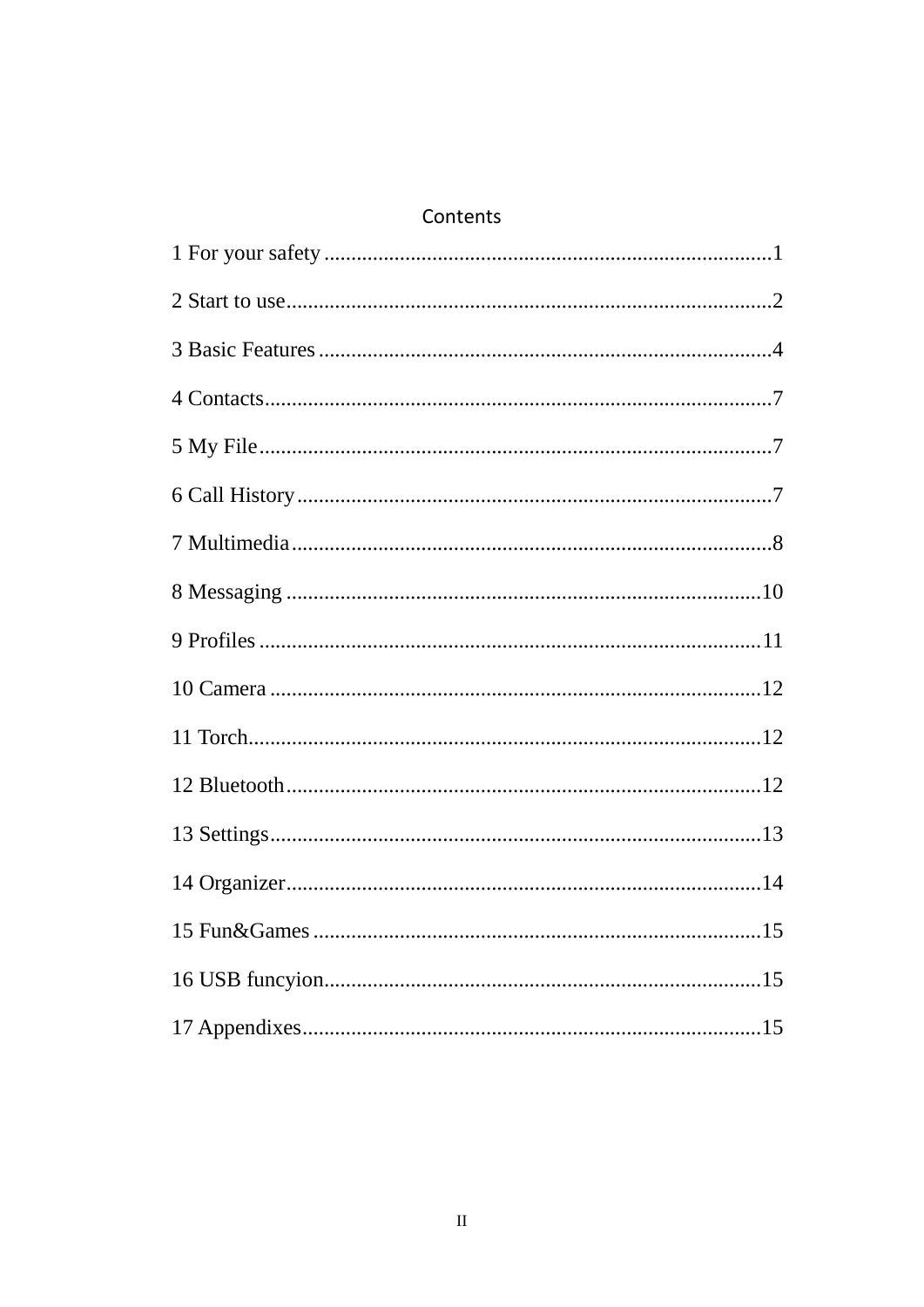# Contents

1 For your safety ........................................................................................1

2 Start to use..............................................................................................2

3 Basic Features ........................................................................................4

4 Contacts...................................................................................................7

5 My File....................................................................................................7

6 Call History.............................................................................................7

7 Multimedia..............................................................................................8

8 Messaging .............................................................................................10

9 Profiles ..................................................................................................11

10 Camera ................................................................................................12

11 Torch....................................................................................................12

12 Bluetooth..............................................................................................12

13 Settings.................................................................................................13

14 Organizer..............................................................................................14

15 Fun&Games ........................................................................................15

16 USB funcyion.......................................................................................15

17 Appendixes...........................................................................................15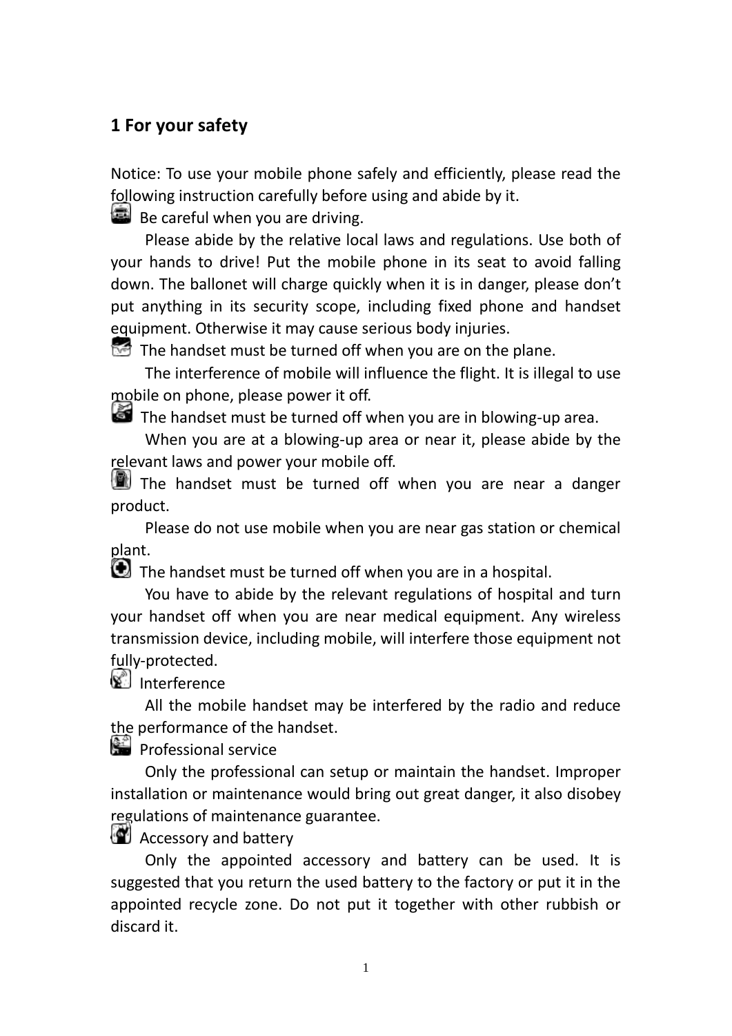## 1 For your safety

Notice: To use your mobile phone safely and efficiently, please read the following instruction carefully before using and abide by it.

Be careful when you are driving.

Please abide by the relative local laws and regulations. Use both of your hands to drive! Put the mobile phone in its seat to avoid falling down. The ballonet will charge quickly when it is in danger, please don't put anything in its security scope, including fixed phone and handset equipment. Otherwise it may cause serious body injuries.

The handset must be turned off when you are on the plane.

The interference of mobile will influence the flight. It is illegal to use mobile on phone, please power it off.

The handset must be turned off when you are in blowing-up area.

When you are at a blowing-up area or near it, please abide by the relevant laws and power your mobile off.

The handset must be turned off when you are near a danger product.

Please do not use mobile when you are near gas station or chemical plant.

The handset must be turned off when you are in a hospital.

You have to abide by the relevant regulations of hospital and turn your handset off when you are near medical equipment. Any wireless transmission device, including mobile, will interfere those equipment not fully-protected.

Interference

All the mobile handset may be interfered by the radio and reduce the performance of the handset.

Professional service

Only the professional can setup or maintain the handset. Improper installation or maintenance would bring out great danger, it also disobey regulations of maintenance guarantee.

Accessory and battery

Only the appointed accessory and battery can be used. It is suggested that you return the used battery to the factory or put it in the appointed recycle zone. Do not put it together with other rubbish or discard it.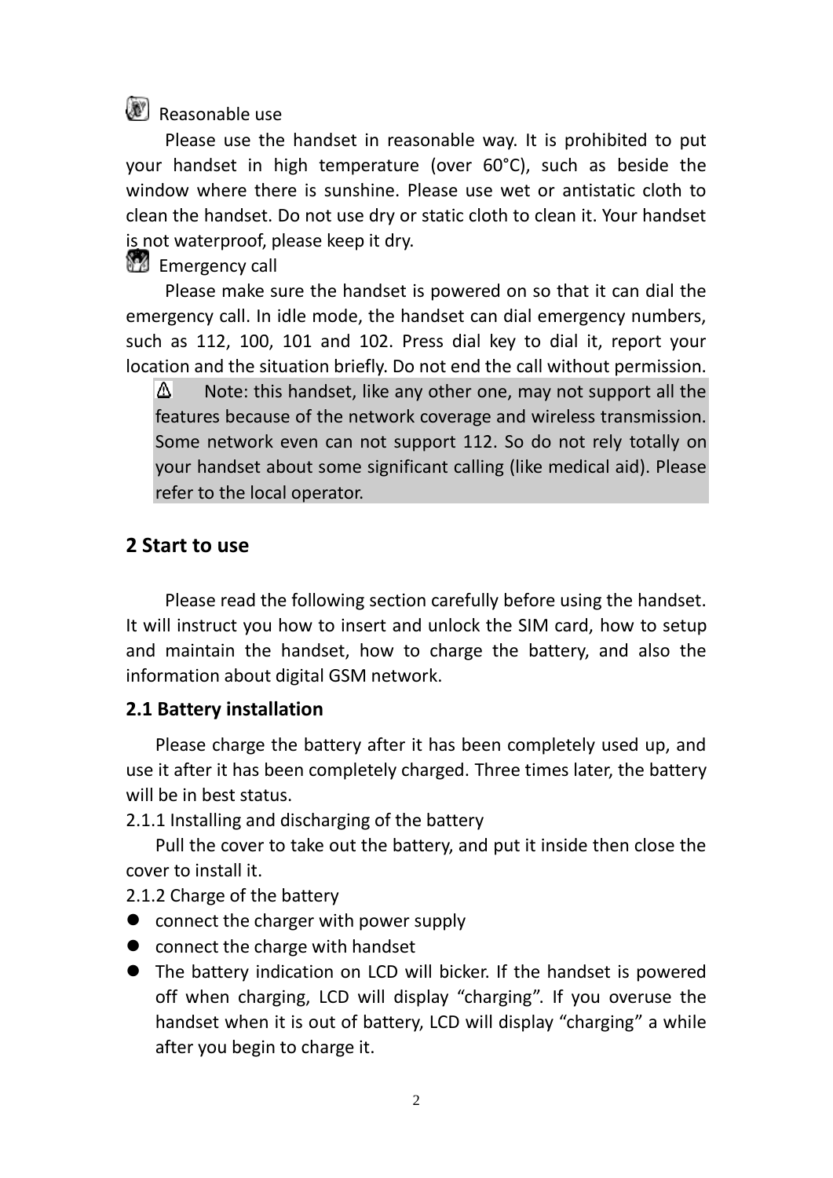Reasonable use

Please use the handset in reasonable way. It is prohibited to put your handset in high temperature (over 60°C), such as beside the window where there is sunshine. Please use wet or antistatic cloth to clean the handset. Do not use dry or static cloth to clean it. Your handset is not waterproof, please keep it dry.

Emergency call

Please make sure the handset is powered on so that it can dial the emergency call. In idle mode, the handset can dial emergency numbers, such as 112, 100, 101 and 102. Press dial key to dial it, report your location and the situation briefly. Do not end the call without permission.

> ⚠ Note: this handset, like any other one, may not support all the features because of the network coverage and wireless transmission. Some network even can not support 112. So do not rely totally on your handset about some significant calling (like medical aid). Please refer to the local operator.

## 2 Start to use

Please read the following section carefully before using the handset. It will instruct you how to insert and unlock the SIM card, how to setup and maintain the handset, how to charge the battery, and also the information about digital GSM network.

### 2.1 Battery installation

Please charge the battery after it has been completely used up, and use it after it has been completely charged. Three times later, the battery will be in best status.

2.1.1 Installing and discharging of the battery

Pull the cover to take out the battery, and put it inside then close the cover to install it.

2.1.2 Charge of the battery

- connect the charger with power supply
- connect the charge with handset
- The battery indication on LCD will bicker. If the handset is powered off when charging, LCD will display "charging". If you overuse the handset when it is out of battery, LCD will display "charging" a while after you begin to charge it.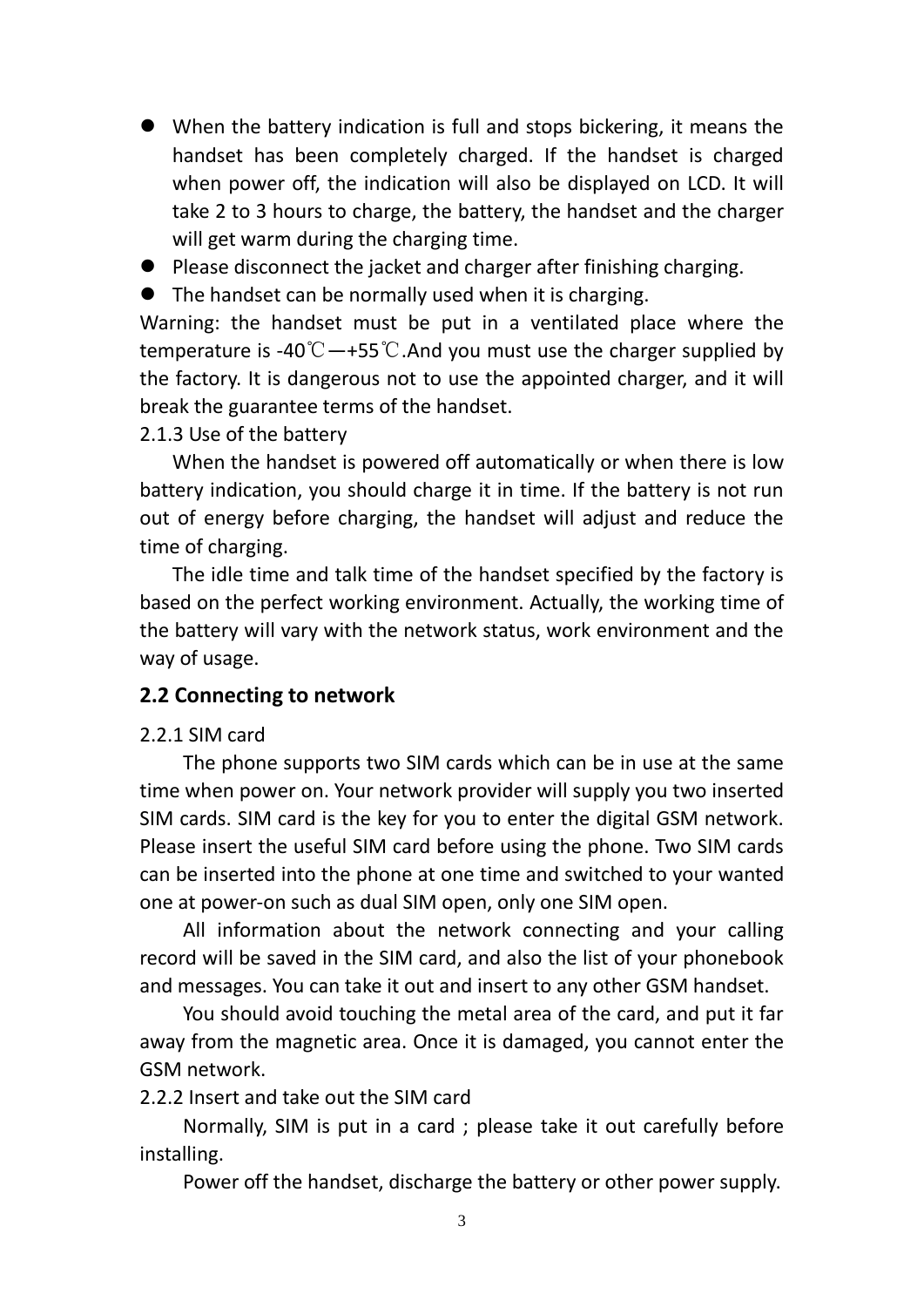- When the battery indication is full and stops bickering, it means the handset has been completely charged. If the handset is charged when power off, the indication will also be displayed on LCD. It will take 2 to 3 hours to charge, the battery, the handset and the charger will get warm during the charging time.
- Please disconnect the jacket and charger after finishing charging.
- The handset can be normally used when it is charging.

Warning: the handset must be put in a ventilated place where the temperature is -40℃—+55℃.And you must use the charger supplied by the factory. It is dangerous not to use the appointed charger, and it will break the guarantee terms of the handset.

2.1.3 Use of the battery

When the handset is powered off automatically or when there is low battery indication, you should charge it in time. If the battery is not run out of energy before charging, the handset will adjust and reduce the time of charging.

The idle time and talk time of the handset specified by the factory is based on the perfect working environment. Actually, the working time of the battery will vary with the network status, work environment and the way of usage.

## 2.2 Connecting to network

2.2.1 SIM card

The phone supports two SIM cards which can be in use at the same time when power on. Your network provider will supply you two inserted SIM cards. SIM card is the key for you to enter the digital GSM network. Please insert the useful SIM card before using the phone. Two SIM cards can be inserted into the phone at one time and switched to your wanted one at power-on such as dual SIM open, only one SIM open.

All information about the network connecting and your calling record will be saved in the SIM card, and also the list of your phonebook and messages. You can take it out and insert to any other GSM handset.

You should avoid touching the metal area of the card, and put it far away from the magnetic area. Once it is damaged, you cannot enter the GSM network.

2.2.2 Insert and take out the SIM card

Normally, SIM is put in a card ; please take it out carefully before installing.

Power off the handset, discharge the battery or other power supply.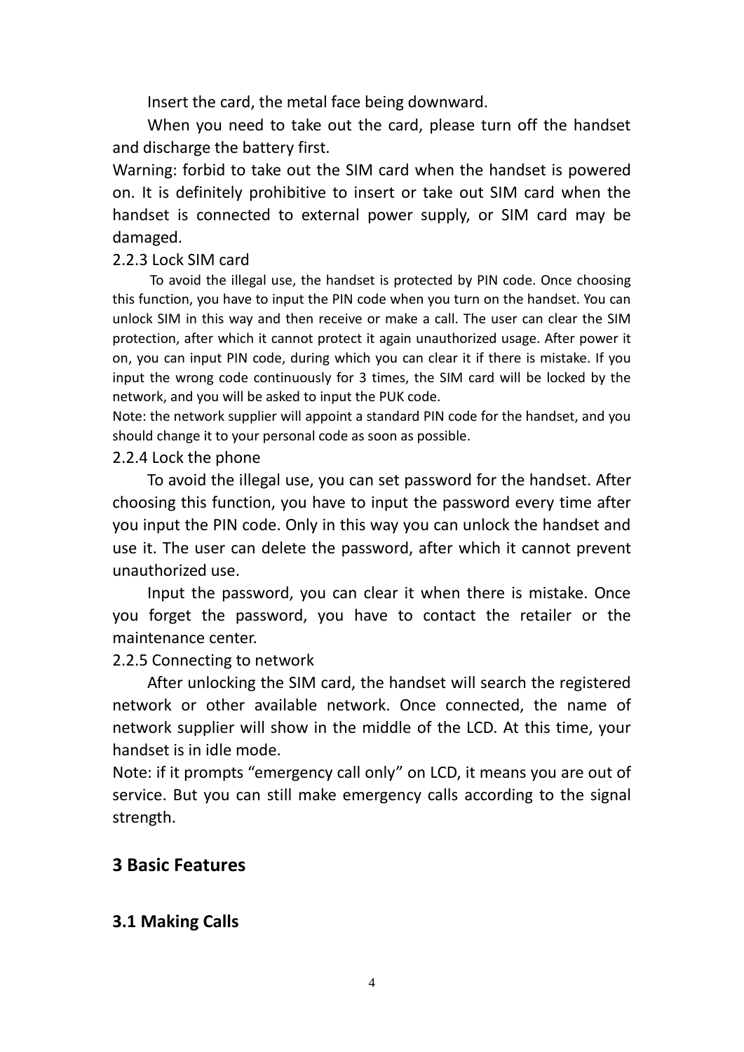Insert the card, the metal face being downward.

When you need to take out the card, please turn off the handset and discharge the battery first.

Warning: forbid to take out the SIM card when the handset is powered on. It is definitely prohibitive to insert or take out SIM card when the handset is connected to external power supply, or SIM card may be damaged.

2.2.3 Lock SIM card

To avoid the illegal use, the handset is protected by PIN code. Once choosing this function, you have to input the PIN code when you turn on the handset. You can unlock SIM in this way and then receive or make a call. The user can clear the SIM protection, after which it cannot protect it again unauthorized usage. After power it on, you can input PIN code, during which you can clear it if there is mistake. If you input the wrong code continuously for 3 times, the SIM card will be locked by the network, and you will be asked to input the PUK code.

Note: the network supplier will appoint a standard PIN code for the handset, and you should change it to your personal code as soon as possible.

2.2.4 Lock the phone

To avoid the illegal use, you can set password for the handset. After choosing this function, you have to input the password every time after you input the PIN code. Only in this way you can unlock the handset and use it. The user can delete the password, after which it cannot prevent unauthorized use.

Input the password, you can clear it when there is mistake. Once you forget the password, you have to contact the retailer or the maintenance center.

2.2.5 Connecting to network

After unlocking the SIM card, the handset will search the registered network or other available network. Once connected, the name of network supplier will show in the middle of the LCD. At this time, your handset is in idle mode.

Note: if it prompts "emergency call only" on LCD, it means you are out of service. But you can still make emergency calls according to the signal strength.

## 3 Basic Features

### 3.1 Making Calls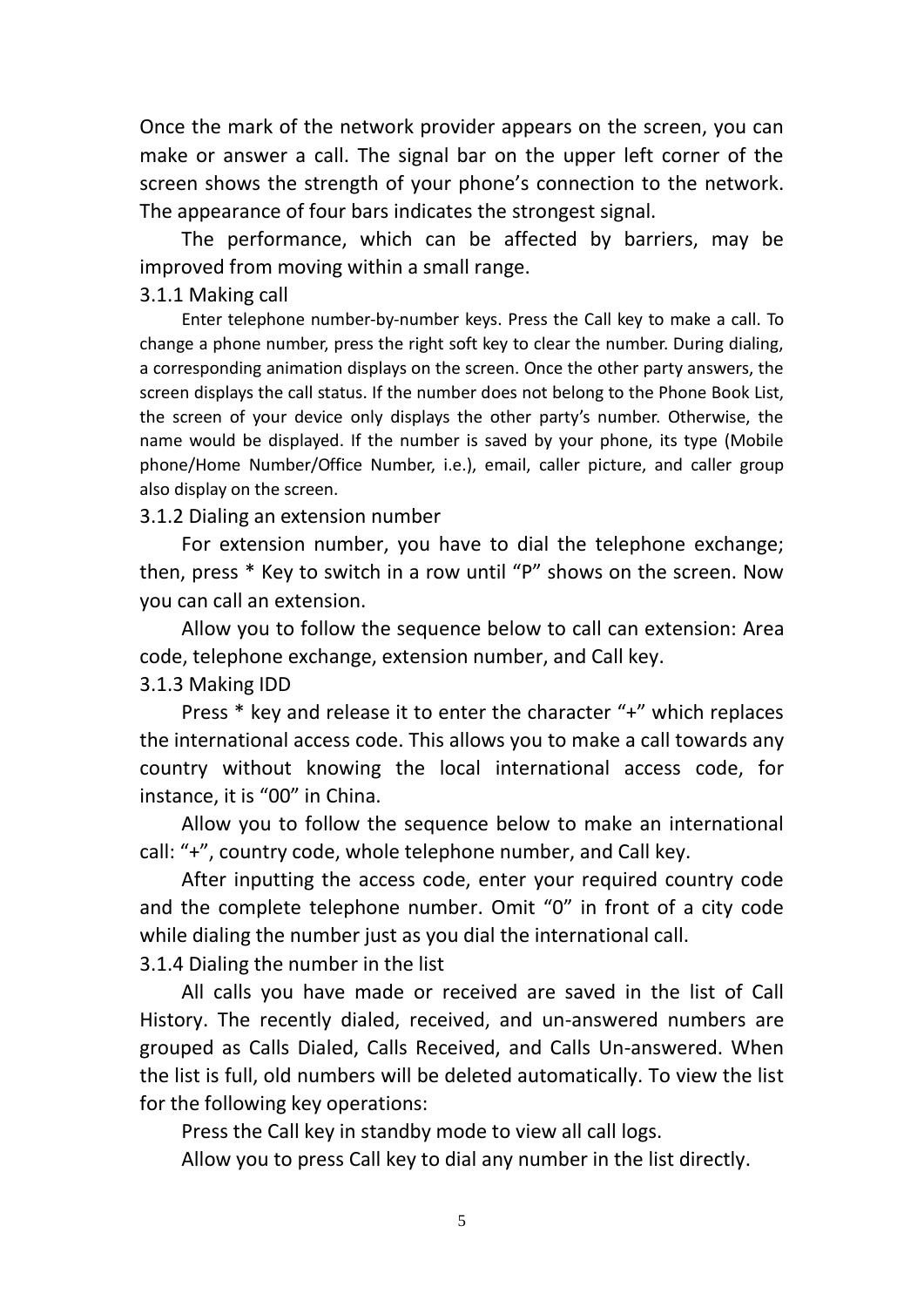Once the mark of the network provider appears on the screen, you can make or answer a call. The signal bar on the upper left corner of the screen shows the strength of your phone's connection to the network. The appearance of four bars indicates the strongest signal.

The performance, which can be affected by barriers, may be improved from moving within a small range.

### 3.1.1 Making call

Enter telephone number-by-number keys. Press the Call key to make a call. To change a phone number, press the right soft key to clear the number. During dialing, a corresponding animation displays on the screen. Once the other party answers, the screen displays the call status. If the number does not belong to the Phone Book List, the screen of your device only displays the other party's number. Otherwise, the name would be displayed. If the number is saved by your phone, its type (Mobile phone/Home Number/Office Number, i.e.), email, caller picture, and caller group also display on the screen.

### 3.1.2 Dialing an extension number

For extension number, you have to dial the telephone exchange; then, press * Key to switch in a row until "P" shows on the screen. Now you can call an extension.

Allow you to follow the sequence below to call can extension: Area code, telephone exchange, extension number, and Call key.

### 3.1.3 Making IDD

Press * key and release it to enter the character "+" which replaces the international access code. This allows you to make a call towards any country without knowing the local international access code, for instance, it is "00" in China.

Allow you to follow the sequence below to make an international call: "+", country code, whole telephone number, and Call key.

After inputting the access code, enter your required country code and the complete telephone number. Omit "0" in front of a city code while dialing the number just as you dial the international call.

### 3.1.4 Dialing the number in the list

All calls you have made or received are saved in the list of Call History. The recently dialed, received, and un-answered numbers are grouped as Calls Dialed, Calls Received, and Calls Un-answered. When the list is full, old numbers will be deleted automatically. To view the list for the following key operations:

Press the Call key in standby mode to view all call logs.

Allow you to press Call key to dial any number in the list directly.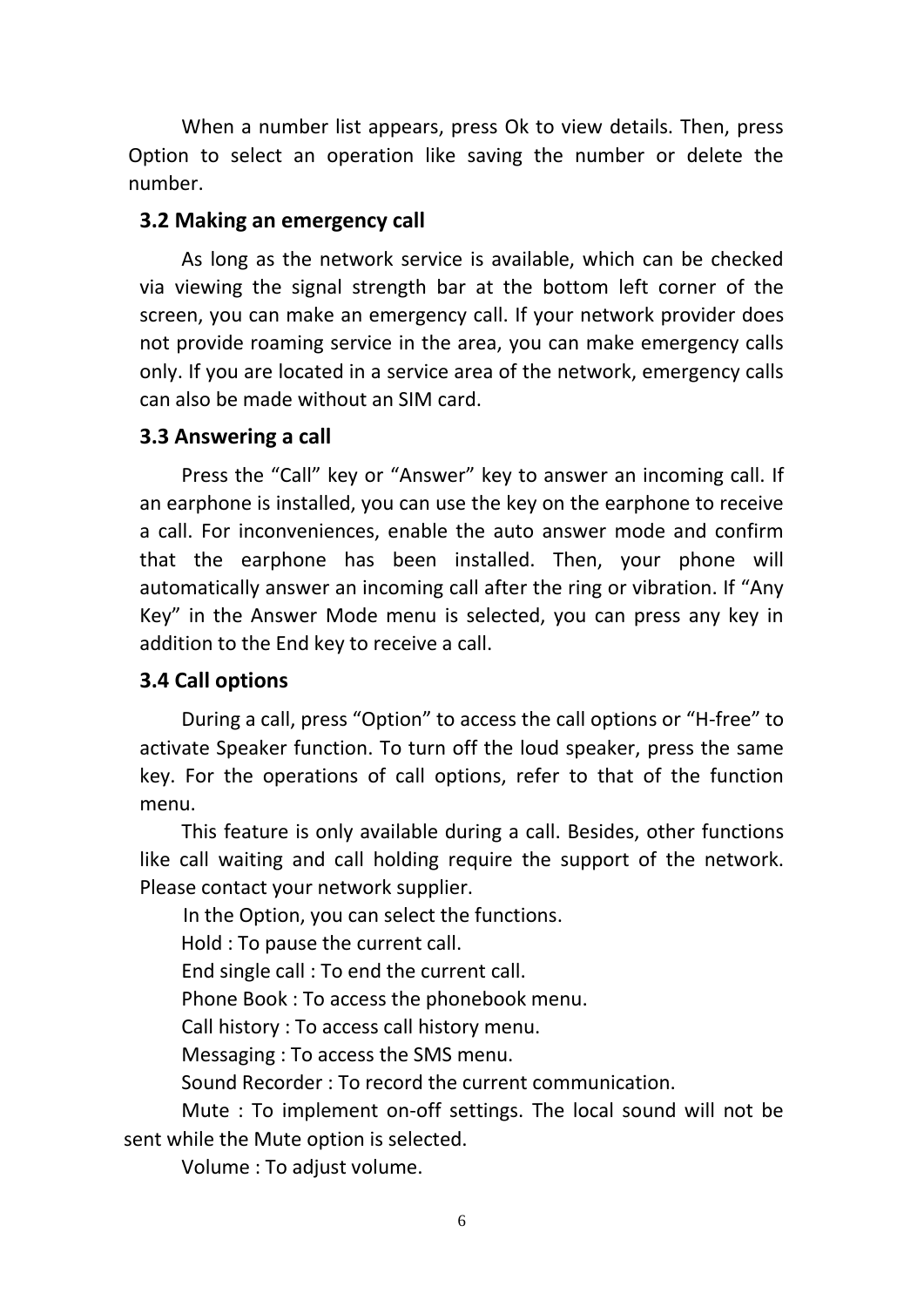When a number list appears, press Ok to view details. Then, press Option to select an operation like saving the number or delete the number.

### 3.2 Making an emergency call

As long as the network service is available, which can be checked via viewing the signal strength bar at the bottom left corner of the screen, you can make an emergency call. If your network provider does not provide roaming service in the area, you can make emergency calls only. If you are located in a service area of the network, emergency calls can also be made without an SIM card.

### 3.3 Answering a call

Press the “Call” key or “Answer” key to answer an incoming call. If an earphone is installed, you can use the key on the earphone to receive a call. For inconveniences, enable the auto answer mode and confirm that the earphone has been installed. Then, your phone will automatically answer an incoming call after the ring or vibration. If “Any Key” in the Answer Mode menu is selected, you can press any key in addition to the End key to receive a call.

### 3.4 Call options

During a call, press “Option” to access the call options or “H-free” to activate Speaker function. To turn off the loud speaker, press the same key. For the operations of call options, refer to that of the function menu.

This feature is only available during a call. Besides, other functions like call waiting and call holding require the support of the network. Please contact your network supplier.

In the Option, you can select the functions.

Hold : To pause the current call.

End single call : To end the current call.

Phone Book : To access the phonebook menu.

Call history : To access call history menu.

Messaging : To access the SMS menu.

Sound Recorder : To record the current communication.

Mute : To implement on-off settings. The local sound will not be sent while the Mute option is selected.

Volume : To adjust volume.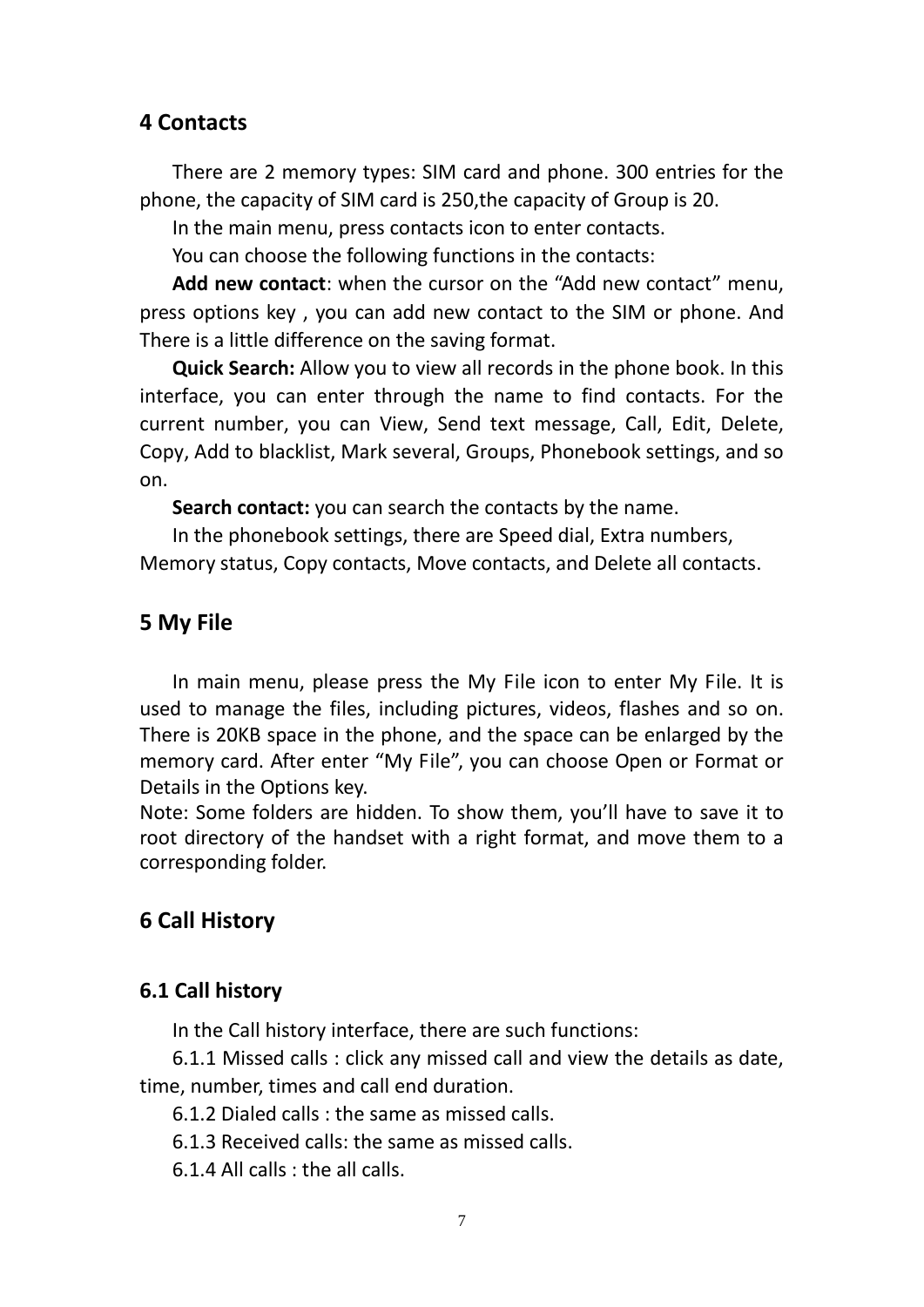## 4 Contacts

There are 2 memory types: SIM card and phone. 300 entries for the phone, the capacity of SIM card is 250,the capacity of Group is 20.

In the main menu, press contacts icon to enter contacts.

You can choose the following functions in the contacts:

**Add new contact**: when the cursor on the "Add new contact" menu, press options key , you can add new contact to the SIM or phone. And There is a little difference on the saving format.

**Quick Search:** Allow you to view all records in the phone book. In this interface, you can enter through the name to find contacts. For the current number, you can View, Send text message, Call, Edit, Delete, Copy, Add to blacklist, Mark several, Groups, Phonebook settings, and so on.

**Search contact:** you can search the contacts by the name.

In the phonebook settings, there are Speed dial, Extra numbers, Memory status, Copy contacts, Move contacts, and Delete all contacts.

## 5 My File

In main menu, please press the My File icon to enter My File. It is used to manage the files, including pictures, videos, flashes and so on. There is 20KB space in the phone, and the space can be enlarged by the memory card. After enter "My File", you can choose Open or Format or Details in the Options key.

Note: Some folders are hidden. To show them, you'll have to save it to root directory of the handset with a right format, and move them to a corresponding folder.

## 6 Call History

### 6.1 Call history

In the Call history interface, there are such functions:

6.1.1 Missed calls : click any missed call and view the details as date, time, number, times and call end duration.

6.1.2 Dialed calls : the same as missed calls.

6.1.3 Received calls: the same as missed calls.

6.1.4 All calls : the all calls.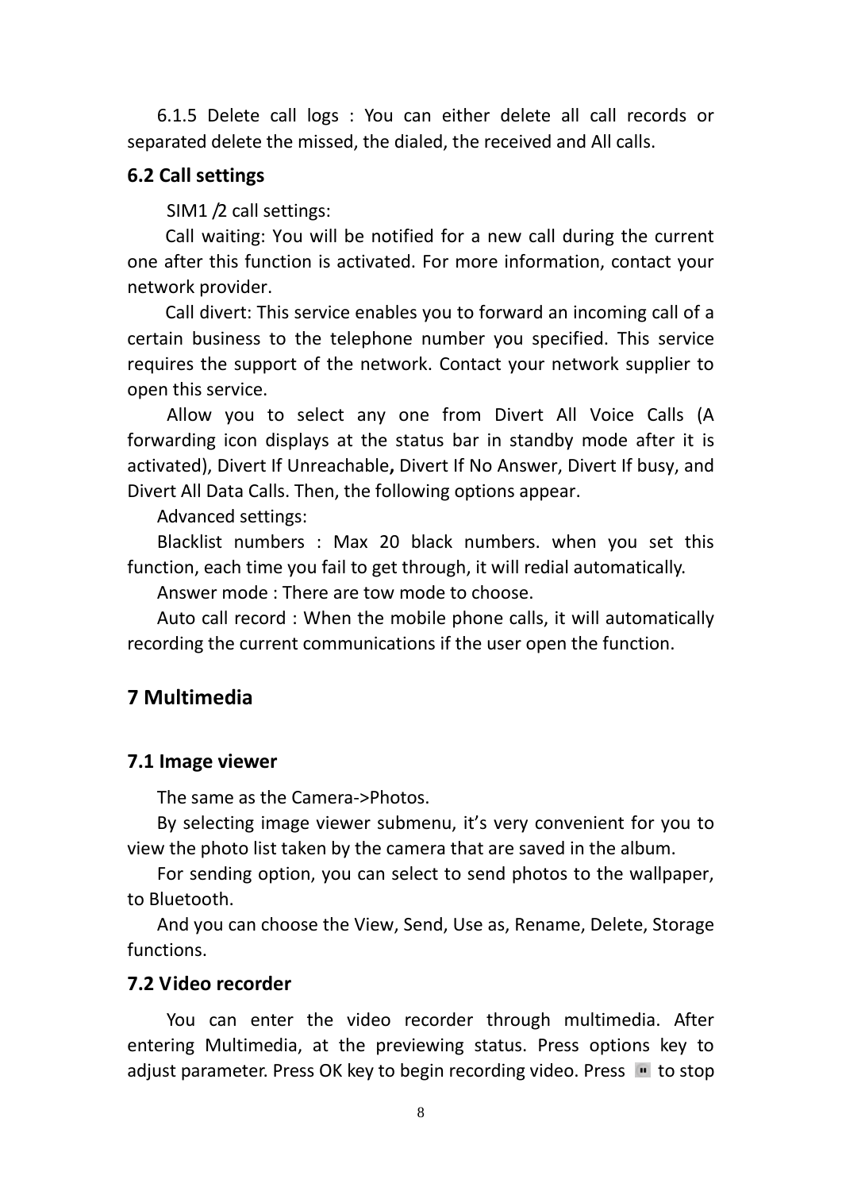6.1.5 Delete call logs : You can either delete all call records or separated delete the missed, the dialed, the received and All calls.

### 6.2 Call settings

SIM1 /2 call settings:

Call waiting: You will be notified for a new call during the current one after this function is activated. For more information, contact your network provider.

Call divert: This service enables you to forward an incoming call of a certain business to the telephone number you specified. This service requires the support of the network. Contact your network supplier to open this service.

Allow you to select any one from Divert All Voice Calls (A forwarding icon displays at the status bar in standby mode after it is activated), Divert If Unreachable**,** Divert If No Answer, Divert If busy, and Divert All Data Calls. Then, the following options appear.

Advanced settings:

Blacklist numbers : Max 20 black numbers. when you set this function, each time you fail to get through, it will redial automatically.

Answer mode : There are tow mode to choose.

Auto call record : When the mobile phone calls, it will automatically recording the current communications if the user open the function.

## 7 Multimedia

### 7.1 Image viewer

The same as the Camera->Photos.

By selecting image viewer submenu, it's very convenient for you to view the photo list taken by the camera that are saved in the album.

For sending option, you can select to send photos to the wallpaper, to Bluetooth.

And you can choose the View, Send, Use as, Rename, Delete, Storage functions.

### 7.2 Video recorder

You can enter the video recorder through multimedia. After entering Multimedia, at the previewing status. Press options key to adjust parameter. Press OK key to begin recording video. Press to stop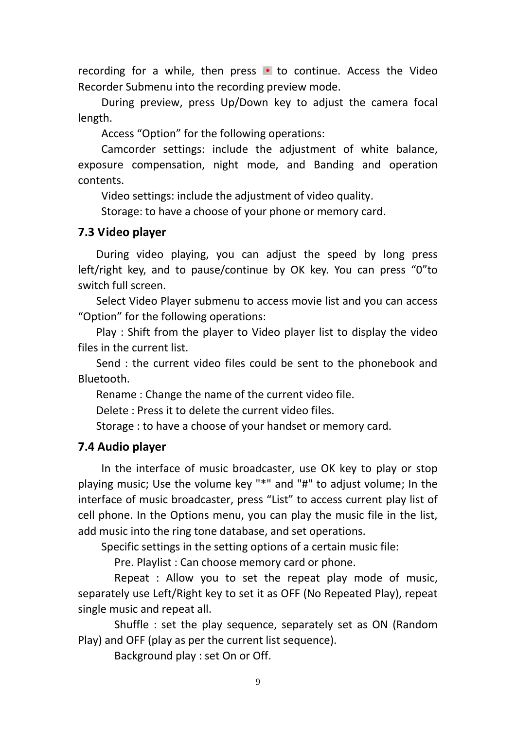recording for a while, then press ● to continue. Access the Video Recorder Submenu into the recording preview mode.

During preview, press Up/Down key to adjust the camera focal length.

Access “Option” for the following operations:

Camcorder settings: include the adjustment of white balance, exposure compensation, night mode, and Banding and operation contents.

Video settings: include the adjustment of video quality.

Storage: to have a choose of your phone or memory card.

### 7.3 Video player

During video playing, you can adjust the speed by long press left/right key, and to pause/continue by OK key. You can press “0”to switch full screen.

Select Video Player submenu to access movie list and you can access “Option” for the following operations:

Play : Shift from the player to Video player list to display the video files in the current list.

Send : the current video files could be sent to the phonebook and Bluetooth.

Rename : Change the name of the current video file.

Delete : Press it to delete the current video files.

Storage : to have a choose of your handset or memory card.

### 7.4 Audio player

In the interface of music broadcaster, use OK key to play or stop playing music; Use the volume key "*" and "#" to adjust volume; In the interface of music broadcaster, press “List” to access current play list of cell phone. In the Options menu, you can play the music file in the list, add music into the ring tone database, and set operations.

Specific settings in the setting options of a certain music file:

Pre. Playlist : Can choose memory card or phone.

Repeat : Allow you to set the repeat play mode of music, separately use Left/Right key to set it as OFF (No Repeated Play), repeat single music and repeat all.

Shuffle : set the play sequence, separately set as ON (Random Play) and OFF (play as per the current list sequence).

Background play : set On or Off.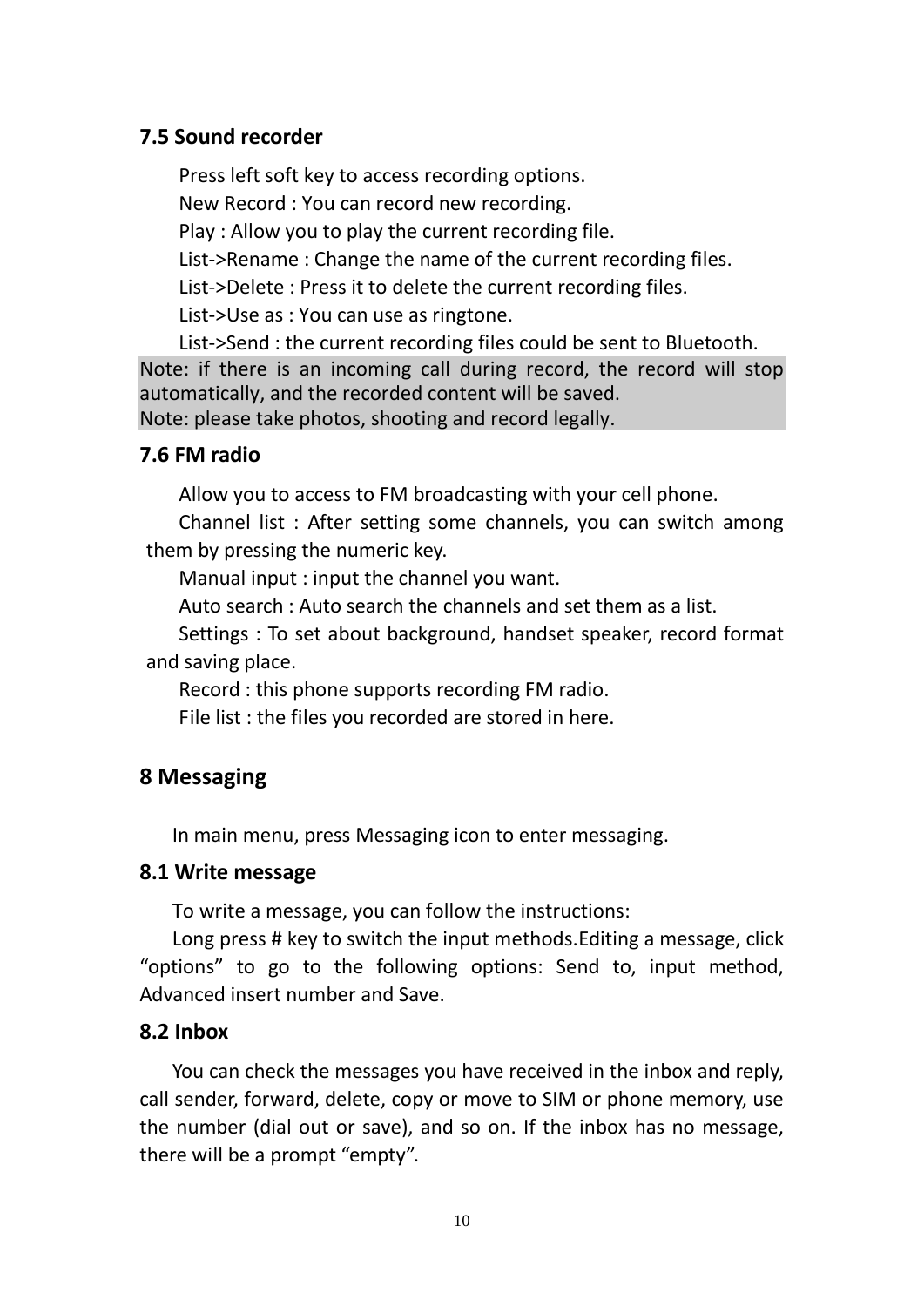### 7.5 Sound recorder

Press left soft key to access recording options.

New Record : You can record new recording.

Play : Allow you to play the current recording file.

List->Rename : Change the name of the current recording files.

List->Delete : Press it to delete the current recording files.

List->Use as : You can use as ringtone.

List->Send : the current recording files could be sent to Bluetooth.

Note: if there is an incoming call during record, the record will stop automatically, and the recorded content will be saved.
Note: please take photos, shooting and record legally.

### 7.6 FM radio

Allow you to access to FM broadcasting with your cell phone.

Channel list : After setting some channels, you can switch among them by pressing the numeric key.

Manual input : input the channel you want.

Auto search : Auto search the channels and set them as a list.

Settings : To set about background, handset speaker, record format and saving place.

Record : this phone supports recording FM radio.

File list : the files you recorded are stored in here.

## 8 Messaging

In main menu, press Messaging icon to enter messaging.

### 8.1 Write message

To write a message, you can follow the instructions:

Long press # key to switch the input methods.Editing a message, click "options" to go to the following options: Send to, input method, Advanced insert number and Save.

### 8.2 Inbox

You can check the messages you have received in the inbox and reply, call sender, forward, delete, copy or move to SIM or phone memory, use the number (dial out or save), and so on. If the inbox has no message, there will be a prompt "empty".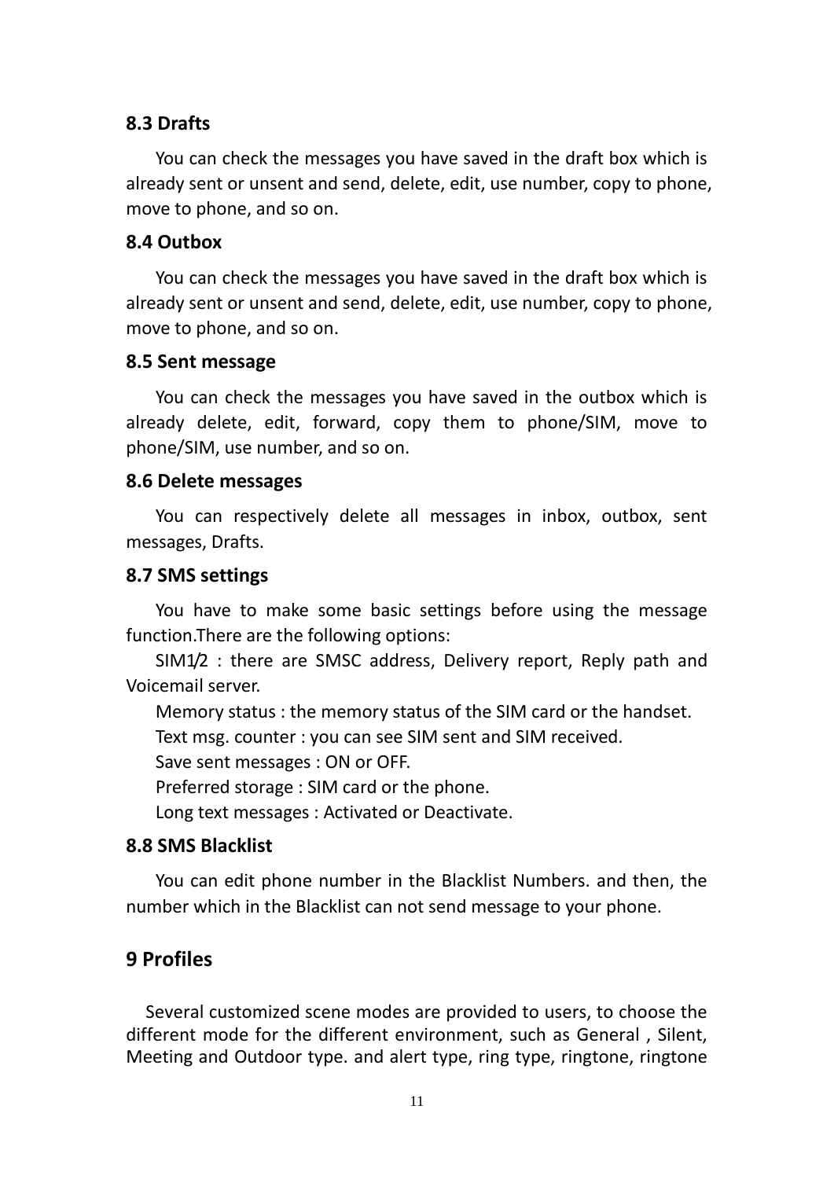### 8.3 Drafts

You can check the messages you have saved in the draft box which is already sent or unsent and send, delete, edit, use number, copy to phone, move to phone, and so on.

### 8.4 Outbox

You can check the messages you have saved in the draft box which is already sent or unsent and send, delete, edit, use number, copy to phone, move to phone, and so on.

### 8.5 Sent message

You can check the messages you have saved in the outbox which is already delete, edit, forward, copy them to phone/SIM, move to phone/SIM, use number, and so on.

### 8.6 Delete messages

You can respectively delete all messages in inbox, outbox, sent messages, Drafts.

### 8.7 SMS settings

You have to make some basic settings before using the message function.There are the following options:

SIM1/2 : there are SMSC address, Delivery report, Reply path and Voicemail server.

Memory status : the memory status of the SIM card or the handset.

Text msg. counter : you can see SIM sent and SIM received.

Save sent messages : ON or OFF.

Preferred storage : SIM card or the phone.

Long text messages : Activated or Deactivate.

### 8.8 SMS Blacklist

You can edit phone number in the Blacklist Numbers. and then, the number which in the Blacklist can not send message to your phone.

## 9 Profiles

Several customized scene modes are provided to users, to choose the different mode for the different environment, such as General , Silent, Meeting and Outdoor type. and alert type, ring type, ringtone, ringtone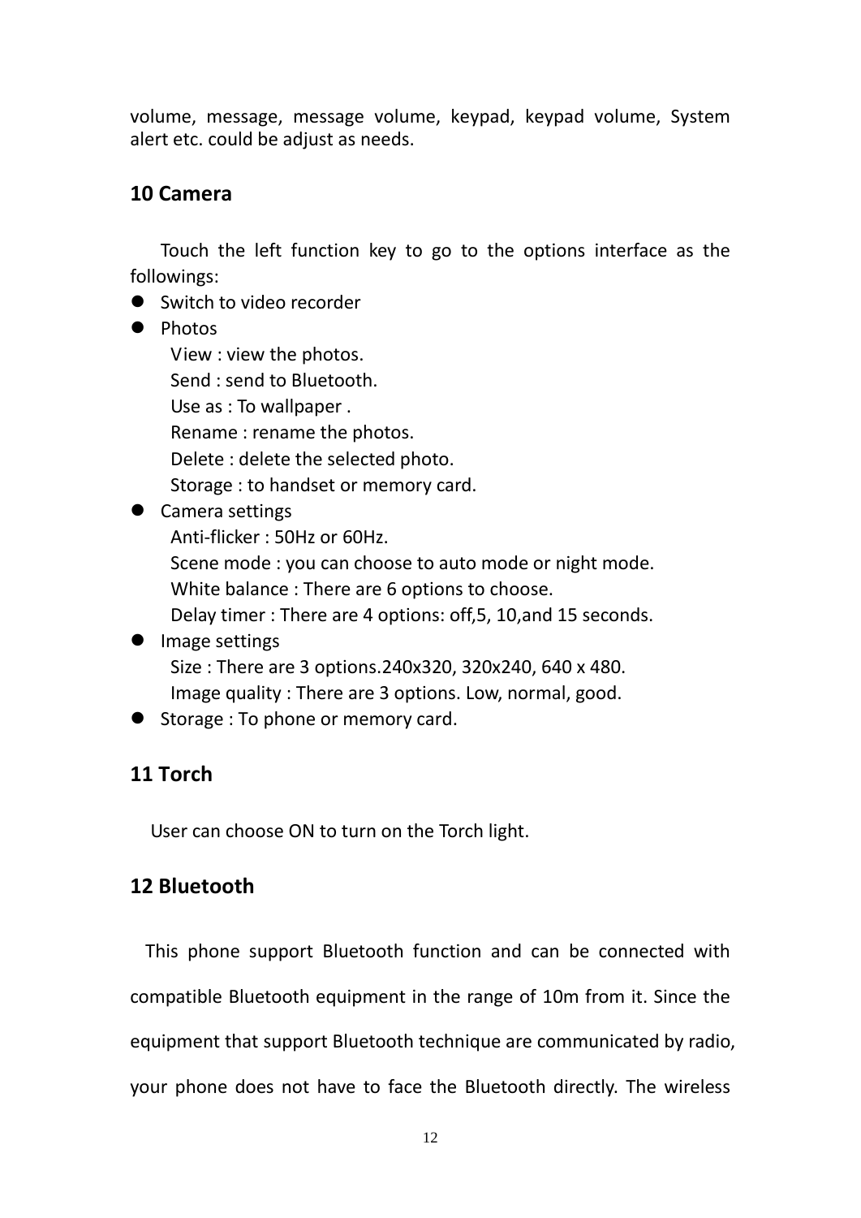volume, message, message volume, keypad, keypad volume, System alert etc. could be adjust as needs.

## 10 Camera

Touch the left function key to go to the options interface as the followings:

- Switch to video recorder
- Photos
  View : view the photos.
  Send : send to Bluetooth.
  Use as : To wallpaper .
  Rename : rename the photos.
  Delete : delete the selected photo.
  Storage : to handset or memory card.
- Camera settings
  Anti-flicker : 50Hz or 60Hz.
  Scene mode : you can choose to auto mode or night mode.
  White balance : There are 6 options to choose.
  Delay timer : There are 4 options: off,5, 10,and 15 seconds.
- Image settings
  Size : There are 3 options.240x320, 320x240, 640 x 480.
  Image quality : There are 3 options. Low, normal, good.
- Storage : To phone or memory card.

## 11 Torch

User can choose ON to turn on the Torch light.

## 12 Bluetooth

This phone support Bluetooth function and can be connected with compatible Bluetooth equipment in the range of 10m from it. Since the equipment that support Bluetooth technique are communicated by radio, your phone does not have to face the Bluetooth directly. The wireless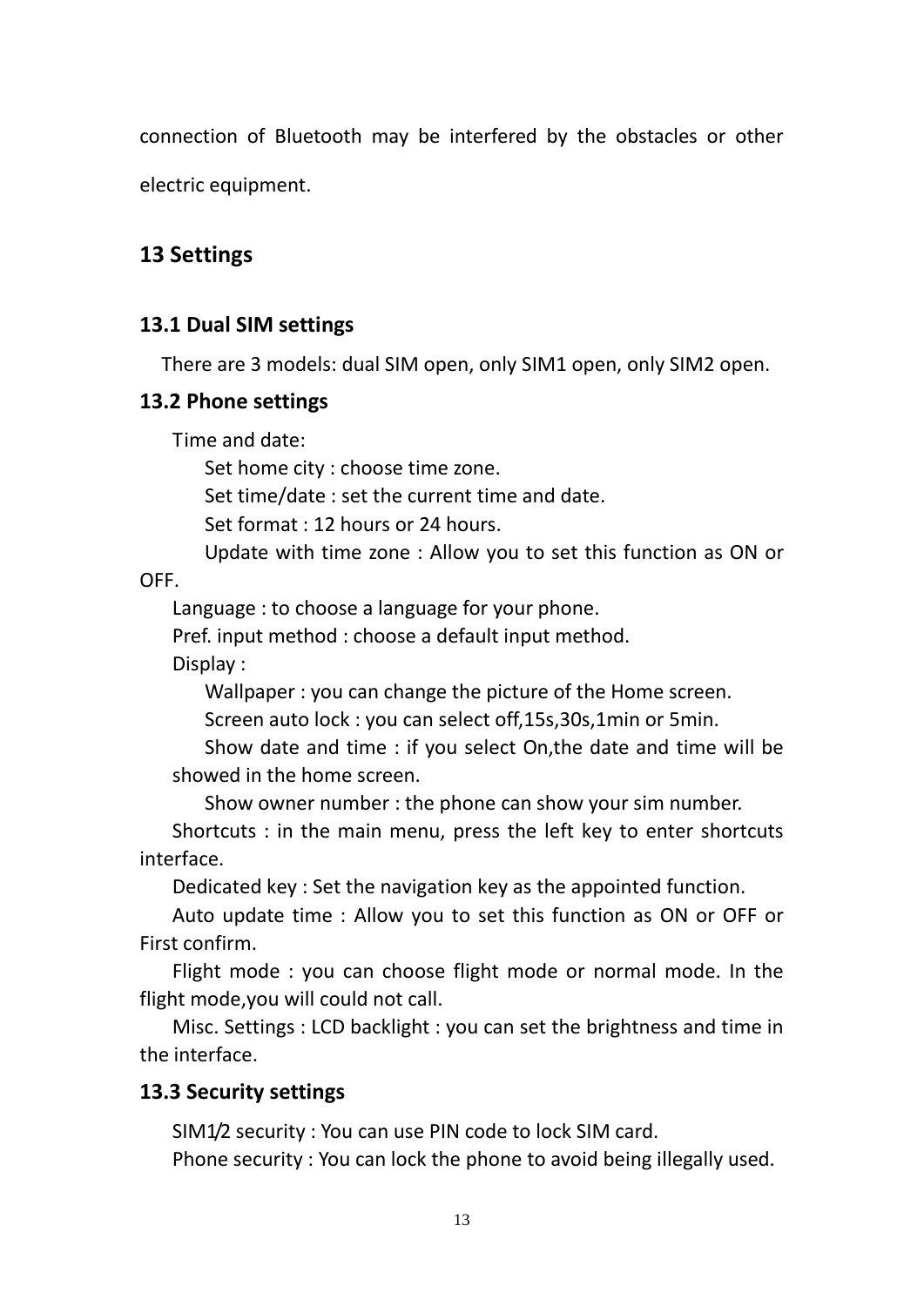connection of Bluetooth may be interfered by the obstacles or other electric equipment.

## 13 Settings

### 13.1 Dual SIM settings

There are 3 models: dual SIM open, only SIM1 open, only SIM2 open.

### 13.2 Phone settings

Time and date:

Set home city : choose time zone.

Set time/date : set the current time and date.

Set format : 12 hours or 24 hours.

Update with time zone : Allow you to set this function as ON or OFF.

Language : to choose a language for your phone.

Pref. input method : choose a default input method.

Display :

Wallpaper : you can change the picture of the Home screen.

Screen auto lock : you can select off,15s,30s,1min or 5min.

Show date and time : if you select On,the date and time will be showed in the home screen.

Show owner number : the phone can show your sim number.

Shortcuts : in the main menu, press the left key to enter shortcuts interface.

Dedicated key : Set the navigation key as the appointed function.

Auto update time : Allow you to set this function as ON or OFF or First confirm.

Flight mode : you can choose flight mode or normal mode. In the flight mode,you will could not call.

Misc. Settings : LCD backlight : you can set the brightness and time in the interface.

### 13.3 Security settings

SIM1/2 security : You can use PIN code to lock SIM card.

Phone security : You can lock the phone to avoid being illegally used.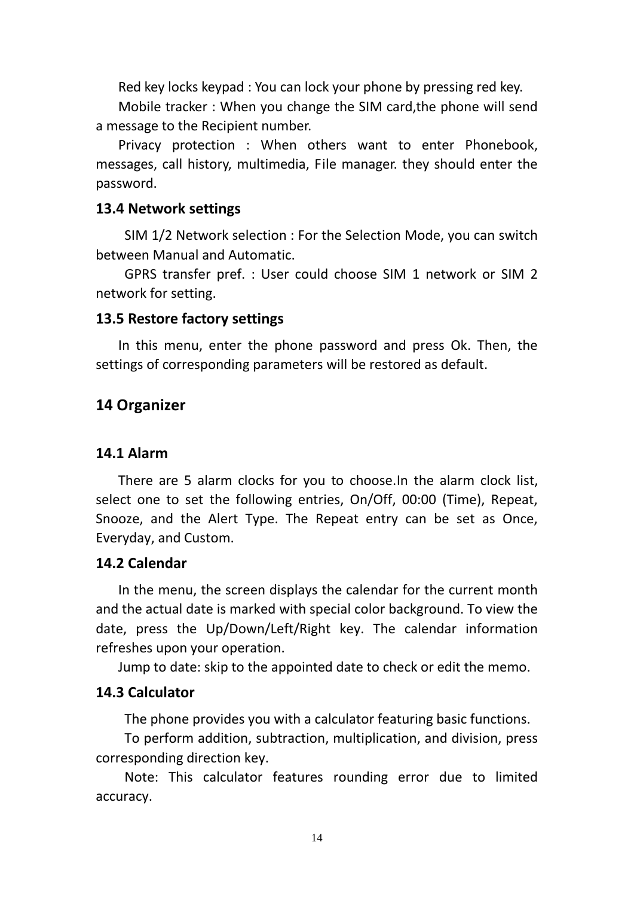Red key locks keypad : You can lock your phone by pressing red key.

Mobile tracker : When you change the SIM card,the phone will send a message to the Recipient number.

Privacy protection : When others want to enter Phonebook, messages, call history, multimedia, File manager. they should enter the password.

### 13.4 Network settings

SIM 1/2 Network selection : For the Selection Mode, you can switch between Manual and Automatic.

GPRS transfer pref. : User could choose SIM 1 network or SIM 2 network for setting.

### 13.5 Restore factory settings

In this menu, enter the phone password and press Ok. Then, the settings of corresponding parameters will be restored as default.

## 14 Organizer

### 14.1 Alarm

There are 5 alarm clocks for you to choose.In the alarm clock list, select one to set the following entries, On/Off, 00:00 (Time), Repeat, Snooze, and the Alert Type. The Repeat entry can be set as Once, Everyday, and Custom.

### 14.2 Calendar

In the menu, the screen displays the calendar for the current month and the actual date is marked with special color background. To view the date, press the Up/Down/Left/Right key. The calendar information refreshes upon your operation.

Jump to date: skip to the appointed date to check or edit the memo.

### 14.3 Calculator

The phone provides you with a calculator featuring basic functions.

To perform addition, subtraction, multiplication, and division, press corresponding direction key.

Note: This calculator features rounding error due to limited accuracy.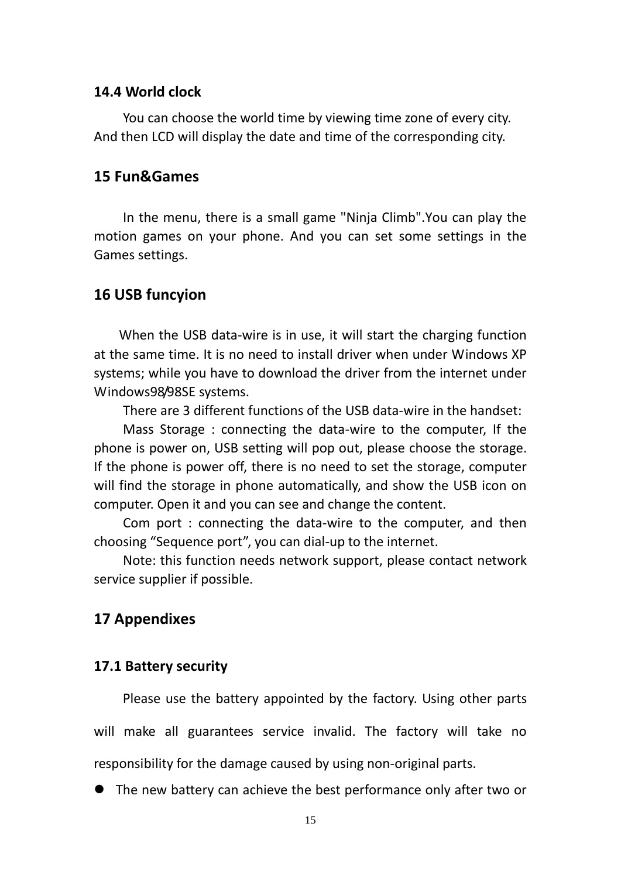### 14.4 World clock

You can choose the world time by viewing time zone of every city. And then LCD will display the date and time of the corresponding city.

## 15 Fun&Games

In the menu, there is a small game "Ninja Climb".You can play the motion games on your phone. And you can set some settings in the Games settings.

## 16 USB funcyion

When the USB data-wire is in use, it will start the charging function at the same time. It is no need to install driver when under Windows XP systems; while you have to download the driver from the internet under Windows98/98SE systems.

There are 3 different functions of the USB data-wire in the handset:

Mass Storage : connecting the data-wire to the computer, If the phone is power on, USB setting will pop out, please choose the storage. If the phone is power off, there is no need to set the storage, computer will find the storage in phone automatically, and show the USB icon on computer. Open it and you can see and change the content.

Com port : connecting the data-wire to the computer, and then choosing “Sequence port”, you can dial-up to the internet.

Note: this function needs network support, please contact network service supplier if possible.

## 17 Appendixes

### 17.1 Battery security

Please use the battery appointed by the factory. Using other parts will make all guarantees service invalid. The factory will take no responsibility for the damage caused by using non-original parts.

- The new battery can achieve the best performance only after two or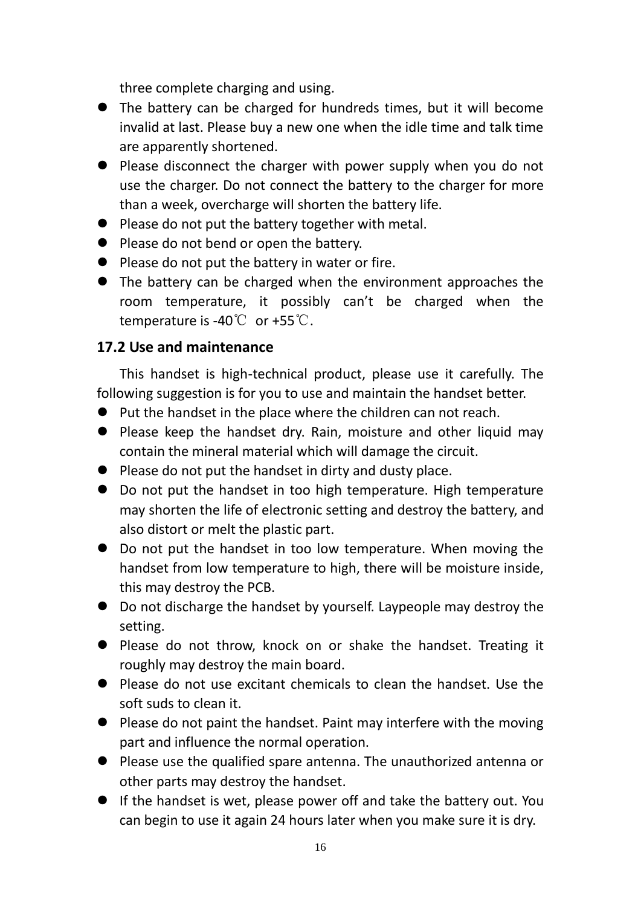three complete charging and using.

- The battery can be charged for hundreds times, but it will become invalid at last. Please buy a new one when the idle time and talk time are apparently shortened.
- Please disconnect the charger with power supply when you do not use the charger. Do not connect the battery to the charger for more than a week, overcharge will shorten the battery life.
- Please do not put the battery together with metal.
- Please do not bend or open the battery.
- Please do not put the battery in water or fire.
- The battery can be charged when the environment approaches the room temperature, it possibly can't be charged when the temperature is -40℃ or +55℃.

### 17.2 Use and maintenance

This handset is high-technical product, please use it carefully. The following suggestion is for you to use and maintain the handset better.

- Put the handset in the place where the children can not reach.
- Please keep the handset dry. Rain, moisture and other liquid may contain the mineral material which will damage the circuit.
- Please do not put the handset in dirty and dusty place.
- Do not put the handset in too high temperature. High temperature may shorten the life of electronic setting and destroy the battery, and also distort or melt the plastic part.
- Do not put the handset in too low temperature. When moving the handset from low temperature to high, there will be moisture inside, this may destroy the PCB.
- Do not discharge the handset by yourself. Laypeople may destroy the setting.
- Please do not throw, knock on or shake the handset. Treating it roughly may destroy the main board.
- Please do not use excitant chemicals to clean the handset. Use the soft suds to clean it.
- Please do not paint the handset. Paint may interfere with the moving part and influence the normal operation.
- Please use the qualified spare antenna. The unauthorized antenna or other parts may destroy the handset.
- If the handset is wet, please power off and take the battery out. You can begin to use it again 24 hours later when you make sure it is dry.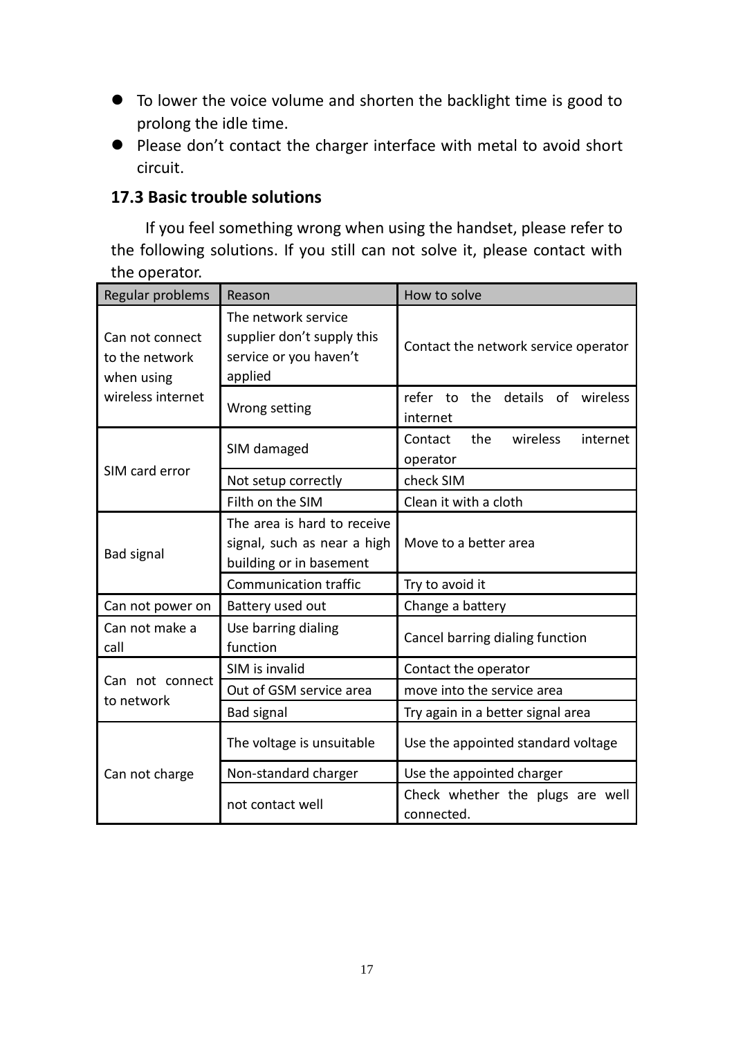- To lower the voice volume and shorten the backlight time is good to prolong the idle time.
- Please don't contact the charger interface with metal to avoid short circuit.

### 17.3 Basic trouble solutions

If you feel something wrong when using the handset, please refer to the following solutions. If you still can not solve it, please contact with the operator.

| Regular problems | Reason | How to solve |
|---|---|---|
| Can not connect to the network when using wireless internet | The network service supplier don't supply this service or you haven't applied | Contact the network service operator |
| | Wrong setting | refer to the details of wireless internet |
| SIM card error | SIM damaged | Contact the wireless internet operator |
| | Not setup correctly | check SIM |
| | Filth on the SIM | Clean it with a cloth |
| Bad signal | The area is hard to receive signal, such as near a high building or in basement | Move to a better area |
| | Communication traffic | Try to avoid it |
| Can not power on | Battery used out | Change a battery |
| Can not make a call | Use barring dialing function | Cancel barring dialing function |
| Can not connect to network | SIM is invalid | Contact the operator |
| | Out of GSM service area | move into the service area |
| | Bad signal | Try again in a better signal area |
| Can not charge | The voltage is unsuitable | Use the appointed standard voltage |
| | Non-standard charger | Use the appointed charger |
| | not contact well | Check whether the plugs are well connected. |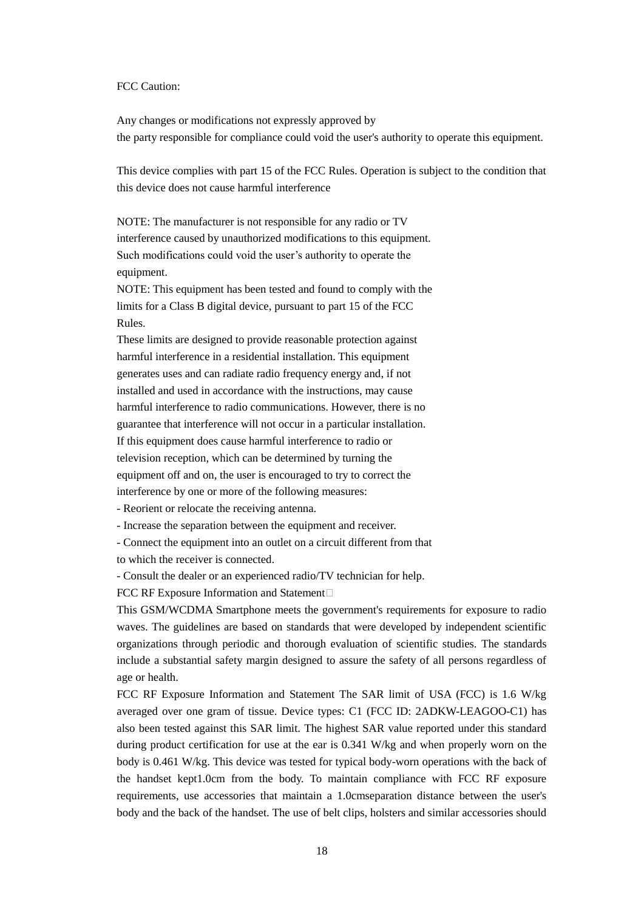FCC Caution:

Any changes or modifications not expressly approved by the party responsible for compliance could void the user's authority to operate this equipment.

This device complies with part 15 of the FCC Rules. Operation is subject to the condition that this device does not cause harmful interference

NOTE: The manufacturer is not responsible for any radio or TV interference caused by unauthorized modifications to this equipment. Such modifications could void the user's authority to operate the equipment.

NOTE: This equipment has been tested and found to comply with the limits for a Class B digital device, pursuant to part 15 of the FCC Rules.

These limits are designed to provide reasonable protection against harmful interference in a residential installation. This equipment generates uses and can radiate radio frequency energy and, if not installed and used in accordance with the instructions, may cause harmful interference to radio communications. However, there is no guarantee that interference will not occur in a particular installation. If this equipment does cause harmful interference to radio or television reception, which can be determined by turning the equipment off and on, the user is encouraged to try to correct the interference by one or more of the following measures:

- Reorient or relocate the receiving antenna.
- Increase the separation between the equipment and receiver.
- Connect the equipment into an outlet on a circuit different from that to which the receiver is connected.
- Consult the dealer or an experienced radio/TV technician for help.

FCC RF Exposure Information and Statement

This GSM/WCDMA Smartphone meets the government's requirements for exposure to radio waves. The guidelines are based on standards that were developed by independent scientific organizations through periodic and thorough evaluation of scientific studies. The standards include a substantial safety margin designed to assure the safety of all persons regardless of age or health.

FCC RF Exposure Information and Statement The SAR limit of USA (FCC) is 1.6 W/kg averaged over one gram of tissue. Device types: C1 (FCC ID: 2ADKW-LEAGOO-C1) has also been tested against this SAR limit. The highest SAR value reported under this standard during product certification for use at the ear is 0.341 W/kg and when properly worn on the body is 0.461 W/kg. This device was tested for typical body-worn operations with the back of the handset kept1.0cm from the body. To maintain compliance with FCC RF exposure requirements, use accessories that maintain a 1.0cmseparation distance between the user's body and the back of the handset. The use of belt clips, holsters and similar accessories should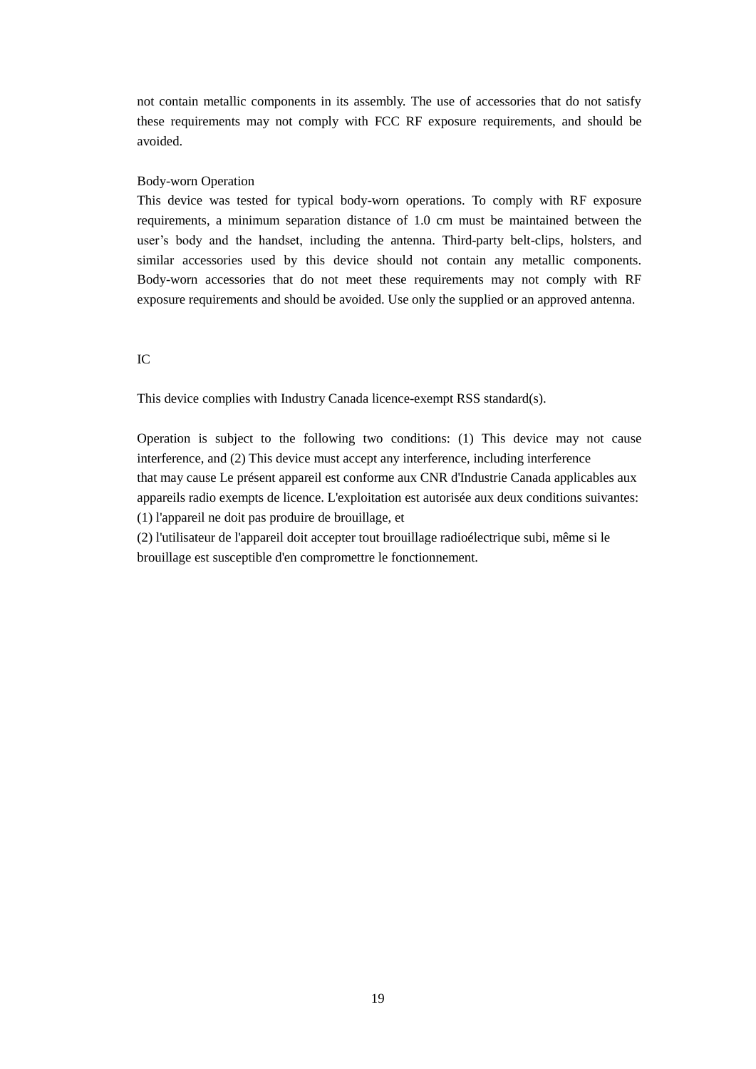not contain metallic components in its assembly. The use of accessories that do not satisfy these requirements may not comply with FCC RF exposure requirements, and should be avoided.

Body-worn Operation

This device was tested for typical body-worn operations. To comply with RF exposure requirements, a minimum separation distance of 1.0 cm must be maintained between the user's body and the handset, including the antenna. Third-party belt-clips, holsters, and similar accessories used by this device should not contain any metallic components. Body-worn accessories that do not meet these requirements may not comply with RF exposure requirements and should be avoided. Use only the supplied or an approved antenna.

IC

This device complies with Industry Canada licence-exempt RSS standard(s).

Operation is subject to the following two conditions: (1) This device may not cause interference, and (2) This device must accept any interference, including interference that may cause Le présent appareil est conforme aux CNR d'Industrie Canada applicables aux appareils radio exempts de licence. L'exploitation est autorisée aux deux conditions suivantes:
(1) l'appareil ne doit pas produire de brouillage, et
(2) l'utilisateur de l'appareil doit accepter tout brouillage radioélectrique subi, même si le brouillage est susceptible d'en compromettre le fonctionnement.